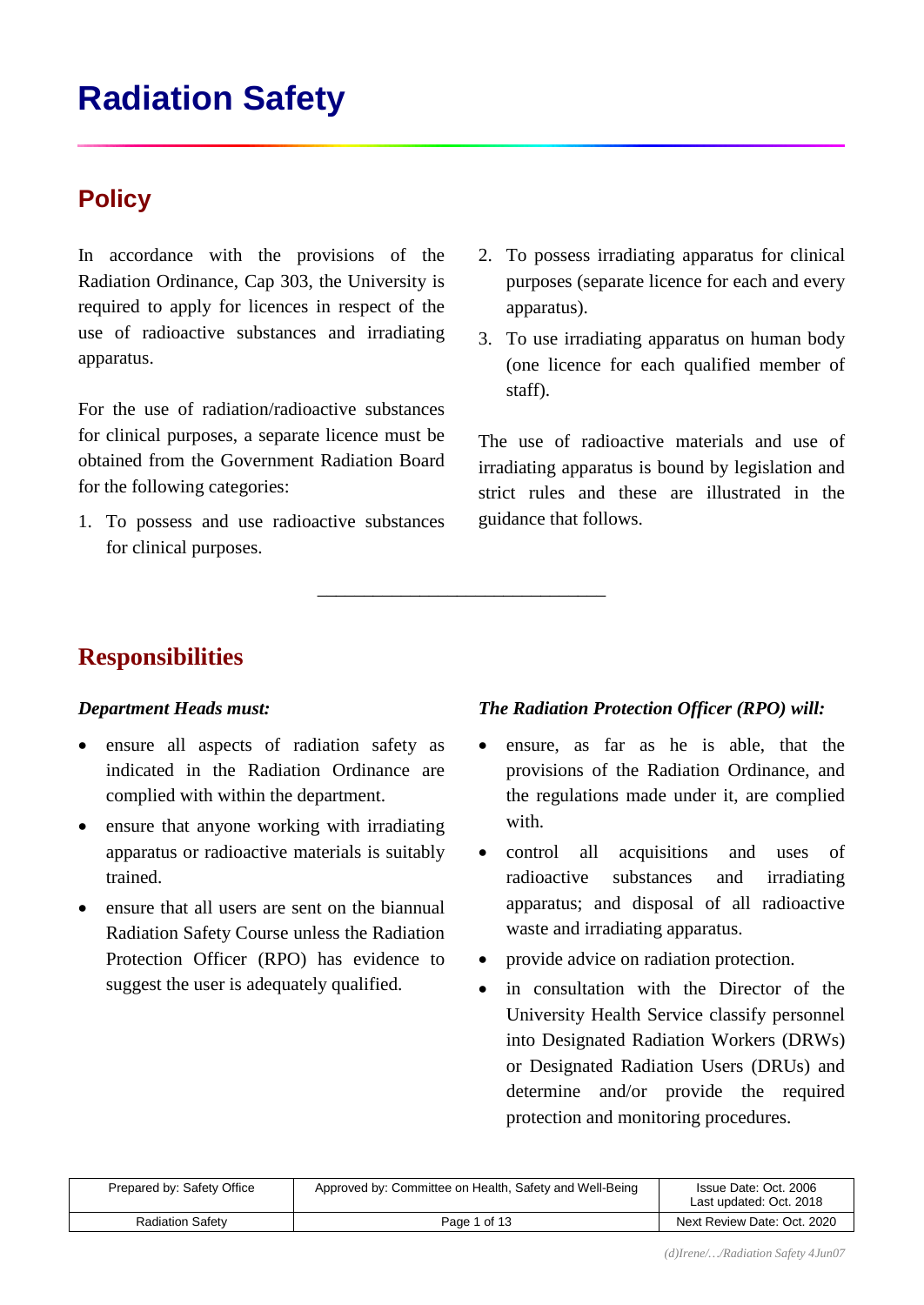# Radiation Safety

## Policy

In accordance with the provisions of the Radiation Ordinance, Cap 303, the University is required to apply for licences in respect of the use of radioactive substances and irradiating apparatus.

For the use of radiation/radioactive substances for clinical purposes, a separate licence must be obtained from the Government Radiation Board for the following categories:

1. To possess and use radioactive substances for clinical purposes.
2. To possess irradiating apparatus for clinical purposes (separate licence for each and every apparatus).
3. To use irradiating apparatus on human body (one licence for each qualified member of staff).

The use of radioactive materials and use of irradiating apparatus is bound by legislation and strict rules and these are illustrated in the guidance that follows.

---

## Responsibilities

***Department Heads must:***

- ensure all aspects of radiation safety as indicated in the Radiation Ordinance are complied with within the department.
- ensure that anyone working with irradiating apparatus or radioactive materials is suitably trained.
- ensure that all users are sent on the biannual Radiation Safety Course unless the Radiation Protection Officer (RPO) has evidence to suggest the user is adequately qualified.

***The Radiation Protection Officer (RPO) will:***

- ensure, as far as he is able, that the provisions of the Radiation Ordinance, and the regulations made under it, are complied with.
- control all acquisitions and uses of radioactive substances and irradiating apparatus; and disposal of all radioactive waste and irradiating apparatus.
- provide advice on radiation protection.
- in consultation with the Director of the University Health Service classify personnel into Designated Radiation Workers (DRWs) or Designated Radiation Users (DRUs) and determine and/or provide the required protection and monitoring procedures.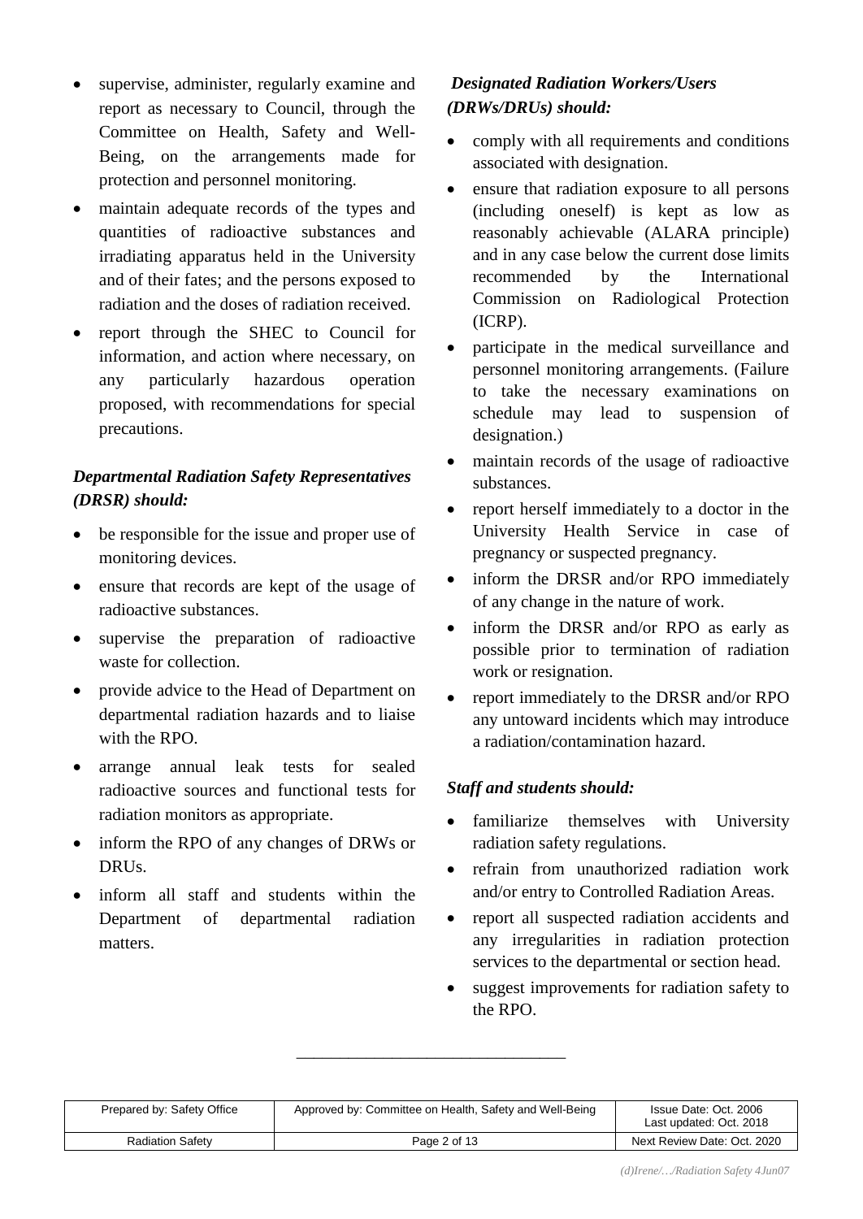- supervise, administer, regularly examine and report as necessary to Council, through the Committee on Health, Safety and Well-Being, on the arrangements made for protection and personnel monitoring.
- maintain adequate records of the types and quantities of radioactive substances and irradiating apparatus held in the University and of their fates; and the persons exposed to radiation and the doses of radiation received.
- report through the SHEC to Council for information, and action where necessary, on any particularly hazardous operation proposed, with recommendations for special precautions.

***Departmental Radiation Safety Representatives (DRSR) should:***

- be responsible for the issue and proper use of monitoring devices.
- ensure that records are kept of the usage of radioactive substances.
- supervise the preparation of radioactive waste for collection.
- provide advice to the Head of Department on departmental radiation hazards and to liaise with the RPO.
- arrange annual leak tests for sealed radioactive sources and functional tests for radiation monitors as appropriate.
- inform the RPO of any changes of DRWs or DRUs.
- inform all staff and students within the Department of departmental radiation matters.

***Designated Radiation Workers/Users (DRWs/DRUs) should:***

- comply with all requirements and conditions associated with designation.
- ensure that radiation exposure to all persons (including oneself) is kept as low as reasonably achievable (ALARA principle) and in any case below the current dose limits recommended by the International Commission on Radiological Protection (ICRP).
- participate in the medical surveillance and personnel monitoring arrangements. (Failure to take the necessary examinations on schedule may lead to suspension of designation.)
- maintain records of the usage of radioactive substances.
- report herself immediately to a doctor in the University Health Service in case of pregnancy or suspected pregnancy.
- inform the DRSR and/or RPO immediately of any change in the nature of work.
- inform the DRSR and/or RPO as early as possible prior to termination of radiation work or resignation.
- report immediately to the DRSR and/or RPO any untoward incidents which may introduce a radiation/contamination hazard.

***Staff and students should:***

- familiarize themselves with University radiation safety regulations.
- refrain from unauthorized radiation work and/or entry to Controlled Radiation Areas.
- report all suspected radiation accidents and any irregularities in radiation protection services to the departmental or section head.
- suggest improvements for radiation safety to the RPO.

---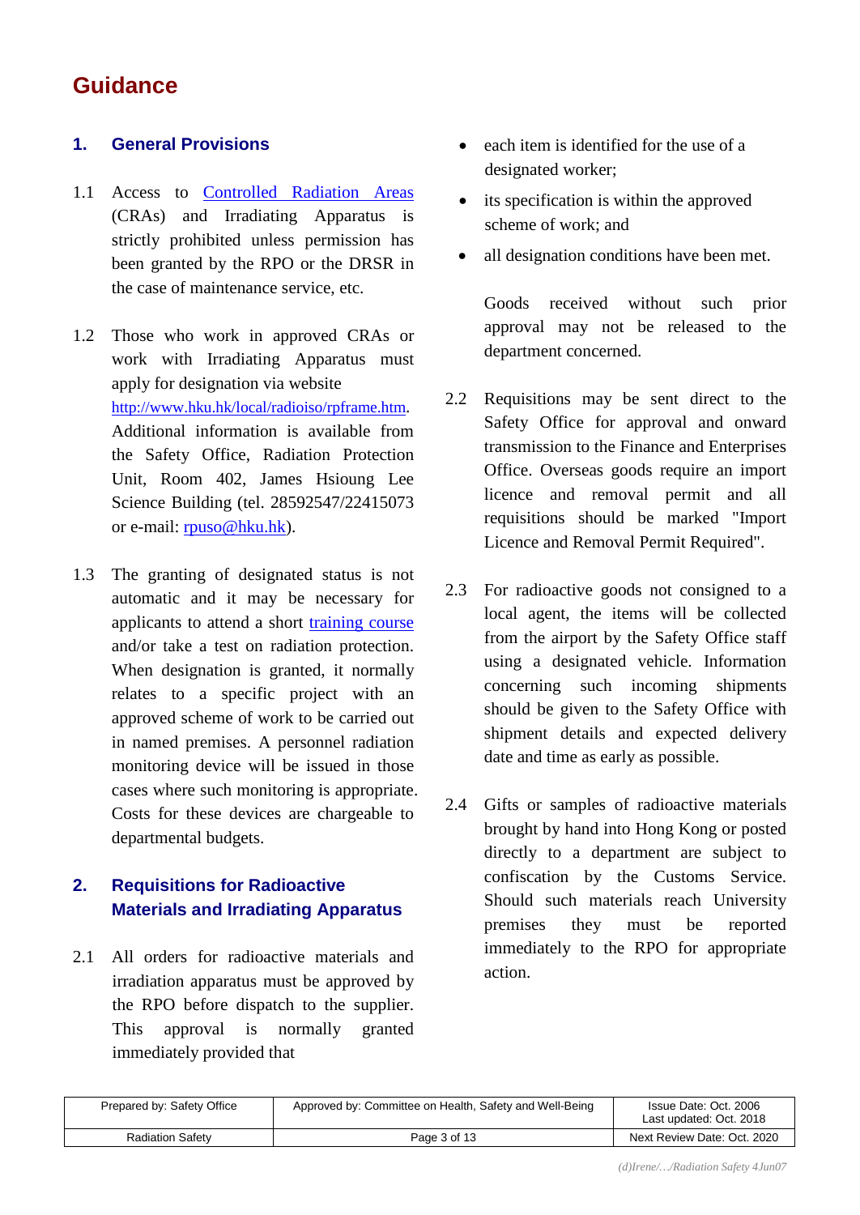# Guidance

## 1. General Provisions

1.1 Access to Controlled Radiation Areas (CRAs) and Irradiating Apparatus is strictly prohibited unless permission has been granted by the RPO or the DRSR in the case of maintenance service, etc.

1.2 Those who work in approved CRAs or work with Irradiating Apparatus must apply for designation via website http://www.hku.hk/local/radioiso/rpframe.htm. Additional information is available from the Safety Office, Radiation Protection Unit, Room 402, James Hsioung Lee Science Building (tel. 28592547/22415073 or e-mail: rpuso@hku.hk).

1.3 The granting of designated status is not automatic and it may be necessary for applicants to attend a short training course and/or take a test on radiation protection. When designation is granted, it normally relates to a specific project with an approved scheme of work to be carried out in named premises. A personnel radiation monitoring device will be issued in those cases where such monitoring is appropriate. Costs for these devices are chargeable to departmental budgets.

## 2. Requisitions for Radioactive Materials and Irradiating Apparatus

2.1 All orders for radioactive materials and irradiation apparatus must be approved by the RPO before dispatch to the supplier. This approval is normally granted immediately provided that

- each item is identified for the use of a designated worker;
- its specification is within the approved scheme of work; and
- all designation conditions have been met.

Goods received without such prior approval may not be released to the department concerned.

2.2 Requisitions may be sent direct to the Safety Office for approval and onward transmission to the Finance and Enterprises Office. Overseas goods require an import licence and removal permit and all requisitions should be marked "Import Licence and Removal Permit Required".

2.3 For radioactive goods not consigned to a local agent, the items will be collected from the airport by the Safety Office staff using a designated vehicle. Information concerning such incoming shipments should be given to the Safety Office with shipment details and expected delivery date and time as early as possible.

2.4 Gifts or samples of radioactive materials brought by hand into Hong Kong or posted directly to a department are subject to confiscation by the Customs Service. Should such materials reach University premises they must be reported immediately to the RPO for appropriate action.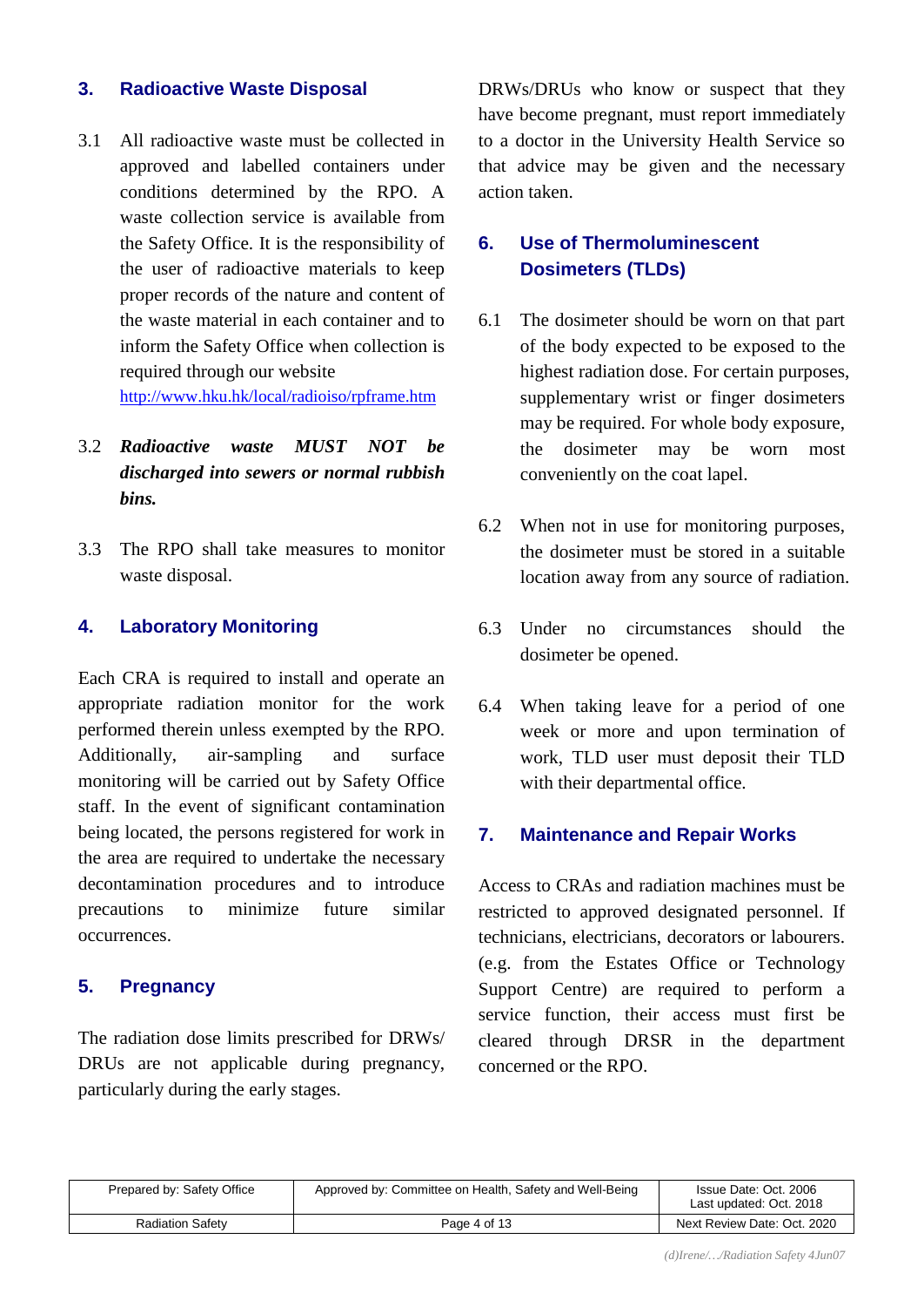## 3. Radioactive Waste Disposal

3.1 All radioactive waste must be collected in approved and labelled containers under conditions determined by the RPO. A waste collection service is available from the Safety Office. It is the responsibility of the user of radioactive materials to keep proper records of the nature and content of the waste material in each container and to inform the Safety Office when collection is required through our website http://www.hku.hk/local/radioiso/rpframe.htm

3.2 ***Radioactive waste MUST NOT be discharged into sewers or normal rubbish bins.***

3.3 The RPO shall take measures to monitor waste disposal.

## 4. Laboratory Monitoring

Each CRA is required to install and operate an appropriate radiation monitor for the work performed therein unless exempted by the RPO. Additionally, air-sampling and surface monitoring will be carried out by Safety Office staff. In the event of significant contamination being located, the persons registered for work in the area are required to undertake the necessary decontamination procedures and to introduce precautions to minimize future similar occurrences.

## 5. Pregnancy

The radiation dose limits prescribed for DRWs/ DRUs are not applicable during pregnancy, particularly during the early stages.

DRWs/DRUs who know or suspect that they have become pregnant, must report immediately to a doctor in the University Health Service so that advice may be given and the necessary action taken.

## 6. Use of Thermoluminescent Dosimeters (TLDs)

6.1 The dosimeter should be worn on that part of the body expected to be exposed to the highest radiation dose. For certain purposes, supplementary wrist or finger dosimeters may be required. For whole body exposure, the dosimeter may be worn most conveniently on the coat lapel.

6.2 When not in use for monitoring purposes, the dosimeter must be stored in a suitable location away from any source of radiation.

6.3 Under no circumstances should the dosimeter be opened.

6.4 When taking leave for a period of one week or more and upon termination of work, TLD user must deposit their TLD with their departmental office.

## 7. Maintenance and Repair Works

Access to CRAs and radiation machines must be restricted to approved designated personnel. If technicians, electricians, decorators or labourers. (e.g. from the Estates Office or Technology Support Centre) are required to perform a service function, their access must first be cleared through DRSR in the department concerned or the RPO.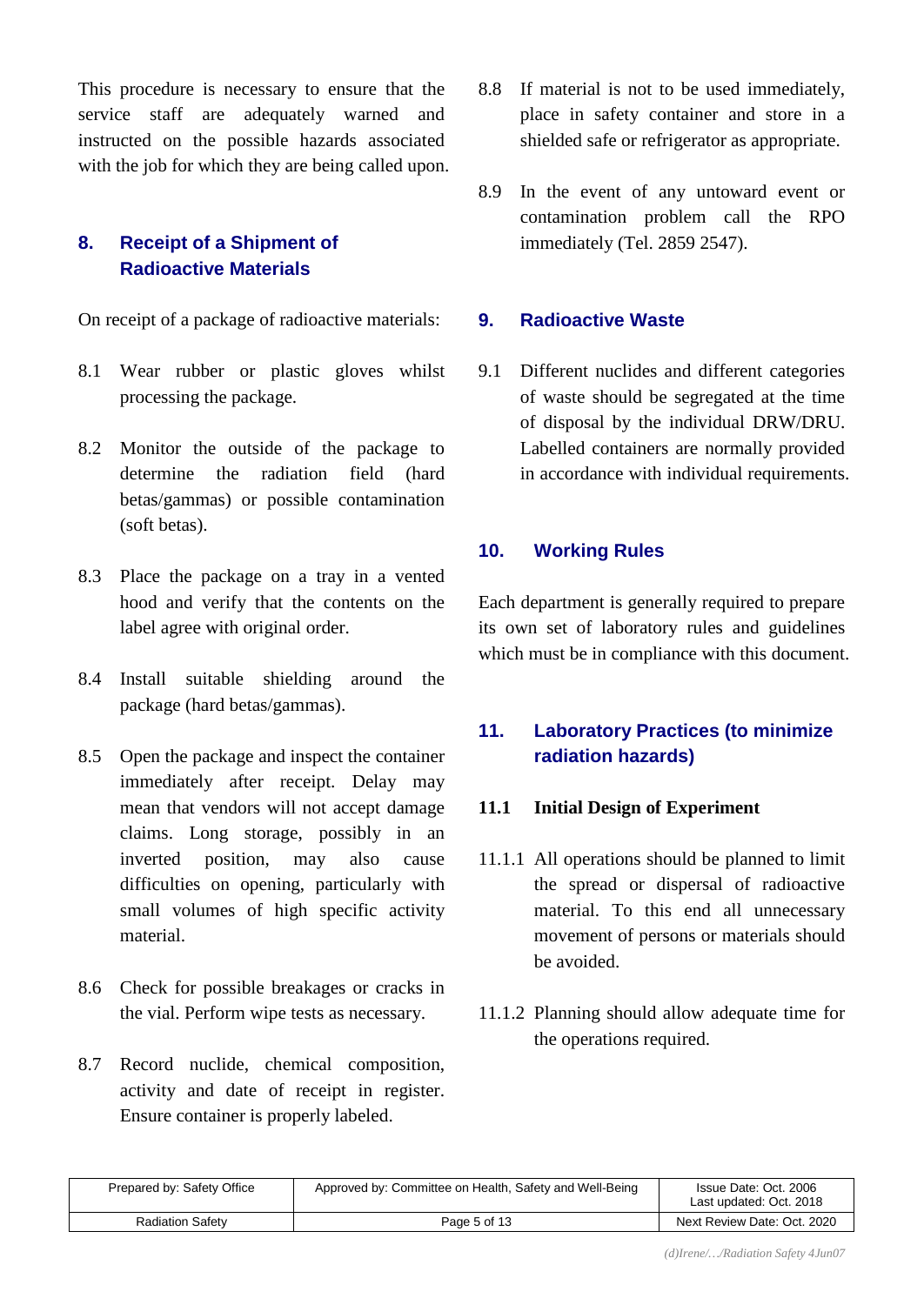This procedure is necessary to ensure that the service staff are adequately warned and instructed on the possible hazards associated with the job for which they are being called upon.

## 8. Receipt of a Shipment of Radioactive Materials

On receipt of a package of radioactive materials:

8.1 Wear rubber or plastic gloves whilst processing the package.

8.2 Monitor the outside of the package to determine the radiation field (hard betas/gammas) or possible contamination (soft betas).

8.3 Place the package on a tray in a vented hood and verify that the contents on the label agree with original order.

8.4 Install suitable shielding around the package (hard betas/gammas).

8.5 Open the package and inspect the container immediately after receipt. Delay may mean that vendors will not accept damage claims. Long storage, possibly in an inverted position, may also cause difficulties on opening, particularly with small volumes of high specific activity material.

8.6 Check for possible breakages or cracks in the vial. Perform wipe tests as necessary.

8.7 Record nuclide, chemical composition, activity and date of receipt in register. Ensure container is properly labeled.

8.8 If material is not to be used immediately, place in safety container and store in a shielded safe or refrigerator as appropriate.

8.9 In the event of any untoward event or contamination problem call the RPO immediately (Tel. 2859 2547).

## 9. Radioactive Waste

9.1 Different nuclides and different categories of waste should be segregated at the time of disposal by the individual DRW/DRU. Labelled containers are normally provided in accordance with individual requirements.

## 10. Working Rules

Each department is generally required to prepare its own set of laboratory rules and guidelines which must be in compliance with this document.

## 11. Laboratory Practices (to minimize radiation hazards)

### 11.1 Initial Design of Experiment

11.1.1 All operations should be planned to limit the spread or dispersal of radioactive material. To this end all unnecessary movement of persons or materials should be avoided.

11.1.2 Planning should allow adequate time for the operations required.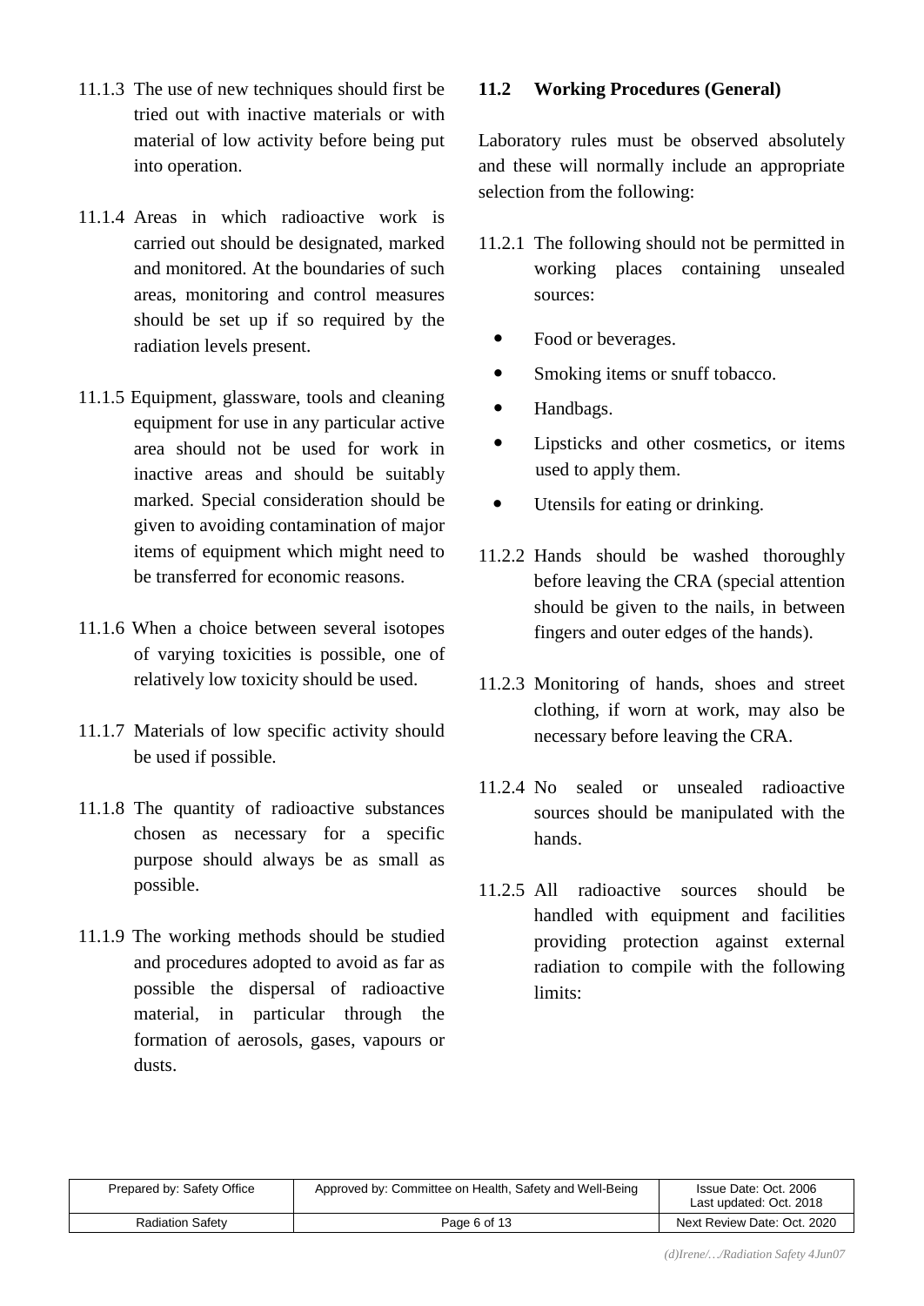11.1.3 The use of new techniques should first be tried out with inactive materials or with material of low activity before being put into operation.

11.1.4 Areas in which radioactive work is carried out should be designated, marked and monitored. At the boundaries of such areas, monitoring and control measures should be set up if so required by the radiation levels present.

11.1.5 Equipment, glassware, tools and cleaning equipment for use in any particular active area should not be used for work in inactive areas and should be suitably marked. Special consideration should be given to avoiding contamination of major items of equipment which might need to be transferred for economic reasons.

11.1.6 When a choice between several isotopes of varying toxicities is possible, one of relatively low toxicity should be used.

11.1.7 Materials of low specific activity should be used if possible.

11.1.8 The quantity of radioactive substances chosen as necessary for a specific purpose should always be as small as possible.

11.1.9 The working methods should be studied and procedures adopted to avoid as far as possible the dispersal of radioactive material, in particular through the formation of aerosols, gases, vapours or dusts.

### 11.2 Working Procedures (General)

Laboratory rules must be observed absolutely and these will normally include an appropriate selection from the following:

11.2.1 The following should not be permitted in working places containing unsealed sources:

- Food or beverages.
- Smoking items or snuff tobacco.
- Handbags.
- Lipsticks and other cosmetics, or items used to apply them.
- Utensils for eating or drinking.

11.2.2 Hands should be washed thoroughly before leaving the CRA (special attention should be given to the nails, in between fingers and outer edges of the hands).

11.2.3 Monitoring of hands, shoes and street clothing, if worn at work, may also be necessary before leaving the CRA.

11.2.4 No sealed or unsealed radioactive sources should be manipulated with the hands.

11.2.5 All radioactive sources should be handled with equipment and facilities providing protection against external radiation to compile with the following limits: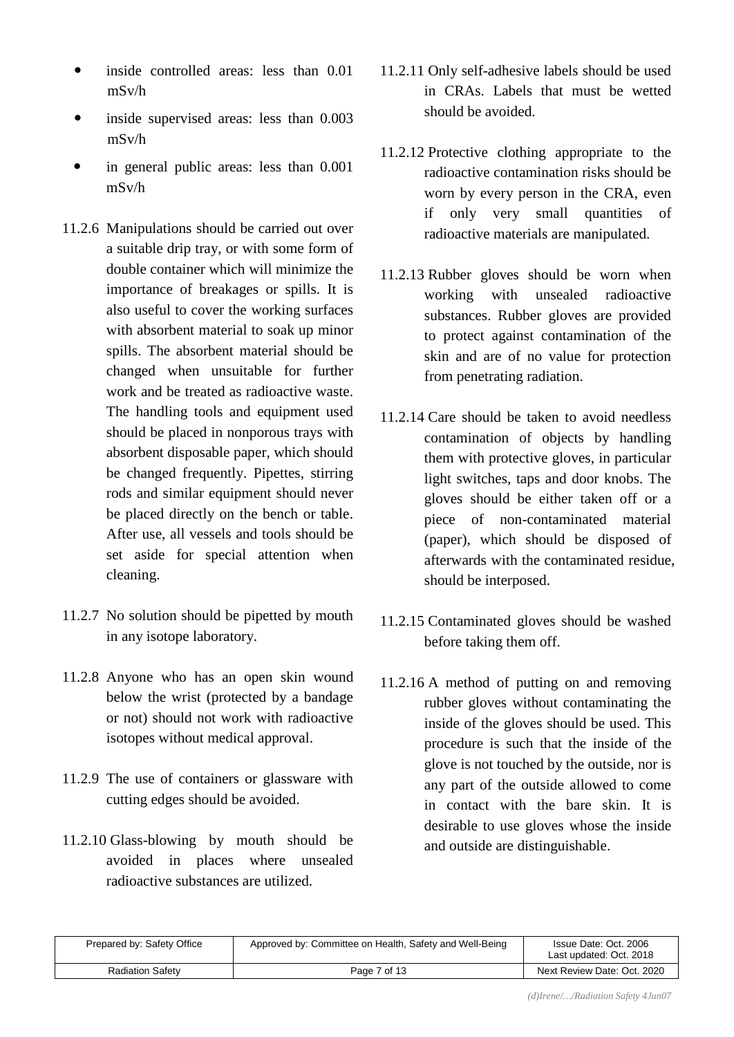- inside controlled areas: less than 0.01 mSv/h
- inside supervised areas: less than 0.003 mSv/h
- in general public areas: less than 0.001 mSv/h

11.2.6 Manipulations should be carried out over a suitable drip tray, or with some form of double container which will minimize the importance of breakages or spills. It is also useful to cover the working surfaces with absorbent material to soak up minor spills. The absorbent material should be changed when unsuitable for further work and be treated as radioactive waste. The handling tools and equipment used should be placed in nonporous trays with absorbent disposable paper, which should be changed frequently. Pipettes, stirring rods and similar equipment should never be placed directly on the bench or table. After use, all vessels and tools should be set aside for special attention when cleaning.

11.2.7 No solution should be pipetted by mouth in any isotope laboratory.

11.2.8 Anyone who has an open skin wound below the wrist (protected by a bandage or not) should not work with radioactive isotopes without medical approval.

11.2.9 The use of containers or glassware with cutting edges should be avoided.

11.2.10 Glass-blowing by mouth should be avoided in places where unsealed radioactive substances are utilized.

11.2.11 Only self-adhesive labels should be used in CRAs. Labels that must be wetted should be avoided.

11.2.12 Protective clothing appropriate to the radioactive contamination risks should be worn by every person in the CRA, even if only very small quantities of radioactive materials are manipulated.

11.2.13 Rubber gloves should be worn when working with unsealed radioactive substances. Rubber gloves are provided to protect against contamination of the skin and are of no value for protection from penetrating radiation.

11.2.14 Care should be taken to avoid needless contamination of objects by handling them with protective gloves, in particular light switches, taps and door knobs. The gloves should be either taken off or a piece of non-contaminated material (paper), which should be disposed of afterwards with the contaminated residue, should be interposed.

11.2.15 Contaminated gloves should be washed before taking them off.

11.2.16 A method of putting on and removing rubber gloves without contaminating the inside of the gloves should be used. This procedure is such that the inside of the glove is not touched by the outside, nor is any part of the outside allowed to come in contact with the bare skin. It is desirable to use gloves whose the inside and outside are distinguishable.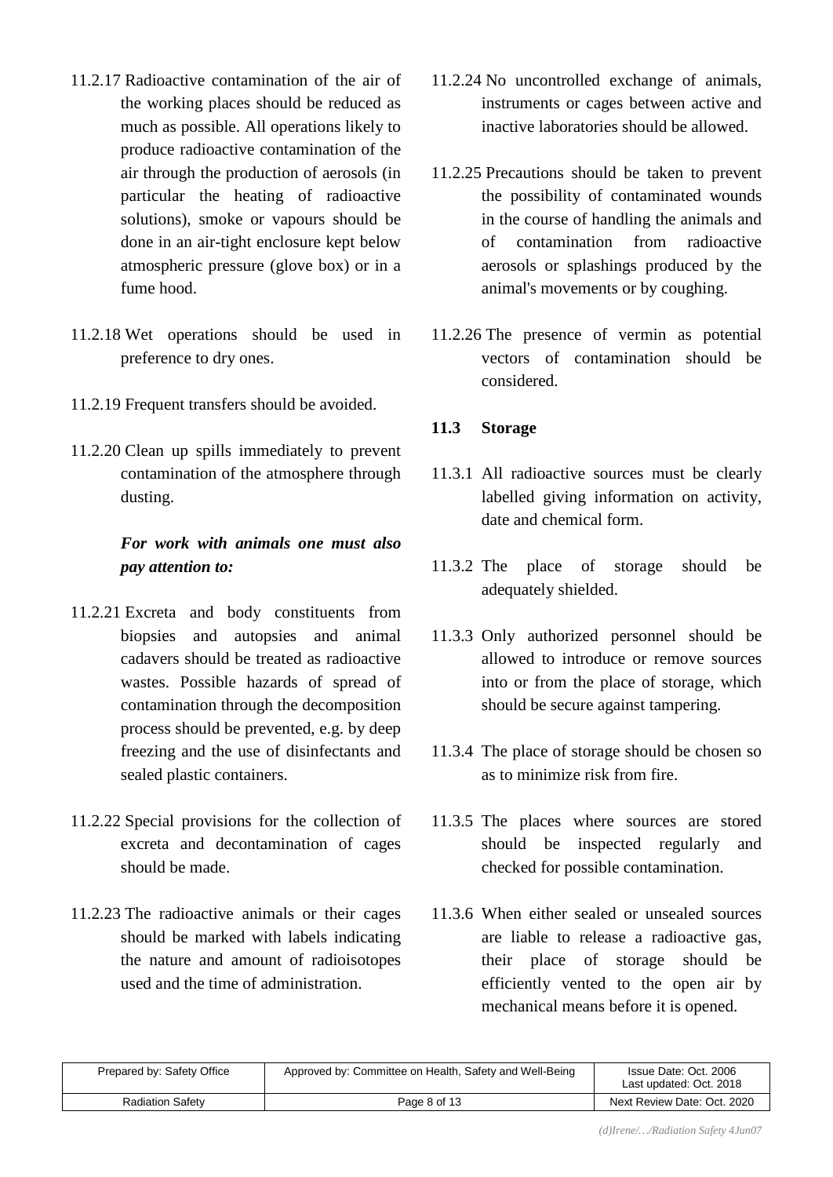11.2.17 Radioactive contamination of the air of the working places should be reduced as much as possible. All operations likely to produce radioactive contamination of the air through the production of aerosols (in particular the heating of radioactive solutions), smoke or vapours should be done in an air-tight enclosure kept below atmospheric pressure (glove box) or in a fume hood.

11.2.18 Wet operations should be used in preference to dry ones.

11.2.19 Frequent transfers should be avoided.

11.2.20 Clean up spills immediately to prevent contamination of the atmosphere through dusting.

***For work with animals one must also pay attention to:***

11.2.21 Excreta and body constituents from biopsies and autopsies and animal cadavers should be treated as radioactive wastes. Possible hazards of spread of contamination through the decomposition process should be prevented, e.g. by deep freezing and the use of disinfectants and sealed plastic containers.

11.2.22 Special provisions for the collection of excreta and decontamination of cages should be made.

11.2.23 The radioactive animals or their cages should be marked with labels indicating the nature and amount of radioisotopes used and the time of administration.

11.2.24 No uncontrolled exchange of animals, instruments or cages between active and inactive laboratories should be allowed.

11.2.25 Precautions should be taken to prevent the possibility of contaminated wounds in the course of handling the animals and of contamination from radioactive aerosols or splashings produced by the animal's movements or by coughing.

11.2.26 The presence of vermin as potential vectors of contamination should be considered.

### 11.3 Storage

11.3.1 All radioactive sources must be clearly labelled giving information on activity, date and chemical form.

11.3.2 The place of storage should be adequately shielded.

11.3.3 Only authorized personnel should be allowed to introduce or remove sources into or from the place of storage, which should be secure against tampering.

11.3.4 The place of storage should be chosen so as to minimize risk from fire.

11.3.5 The places where sources are stored should be inspected regularly and checked for possible contamination.

11.3.6 When either sealed or unsealed sources are liable to release a radioactive gas, their place of storage should be efficiently vented to the open air by mechanical means before it is opened.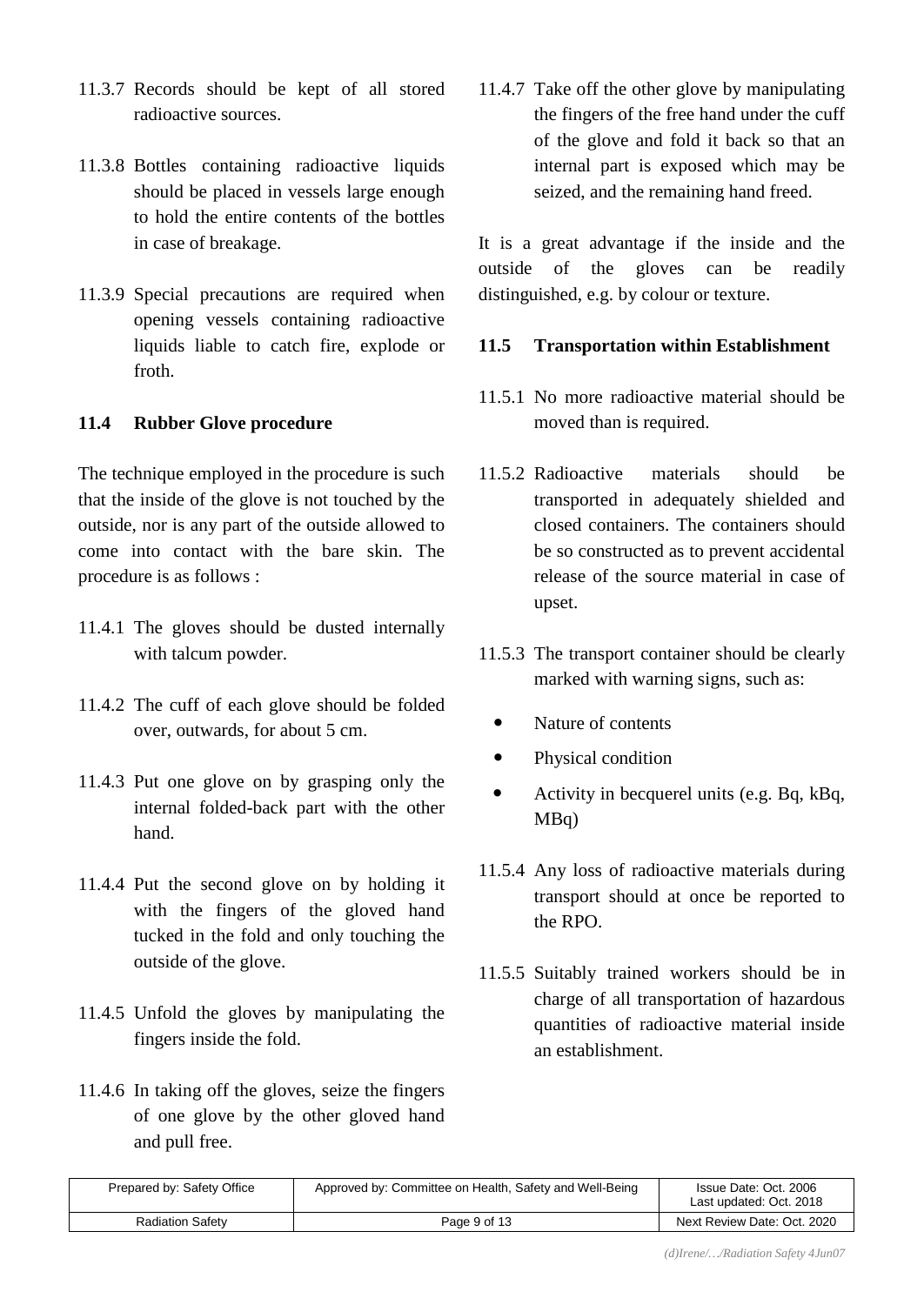11.3.7 Records should be kept of all stored radioactive sources.

11.3.8 Bottles containing radioactive liquids should be placed in vessels large enough to hold the entire contents of the bottles in case of breakage.

11.3.9 Special precautions are required when opening vessels containing radioactive liquids liable to catch fire, explode or froth.

### 11.4 Rubber Glove procedure

The technique employed in the procedure is such that the inside of the glove is not touched by the outside, nor is any part of the outside allowed to come into contact with the bare skin. The procedure is as follows :

11.4.1 The gloves should be dusted internally with talcum powder.

11.4.2 The cuff of each glove should be folded over, outwards, for about 5 cm.

11.4.3 Put one glove on by grasping only the internal folded-back part with the other hand.

11.4.4 Put the second glove on by holding it with the fingers of the gloved hand tucked in the fold and only touching the outside of the glove.

11.4.5 Unfold the gloves by manipulating the fingers inside the fold.

11.4.6 In taking off the gloves, seize the fingers of one glove by the other gloved hand and pull free.

11.4.7 Take off the other glove by manipulating the fingers of the free hand under the cuff of the glove and fold it back so that an internal part is exposed which may be seized, and the remaining hand freed.

It is a great advantage if the inside and the outside of the gloves can be readily distinguished, e.g. by colour or texture.

### 11.5 Transportation within Establishment

11.5.1 No more radioactive material should be moved than is required.

11.5.2 Radioactive materials should be transported in adequately shielded and closed containers. The containers should be so constructed as to prevent accidental release of the source material in case of upset.

11.5.3 The transport container should be clearly marked with warning signs, such as:

- Nature of contents
- Physical condition
- Activity in becquerel units (e.g. Bq, kBq, MBq)

11.5.4 Any loss of radioactive materials during transport should at once be reported to the RPO.

11.5.5 Suitably trained workers should be in charge of all transportation of hazardous quantities of radioactive material inside an establishment.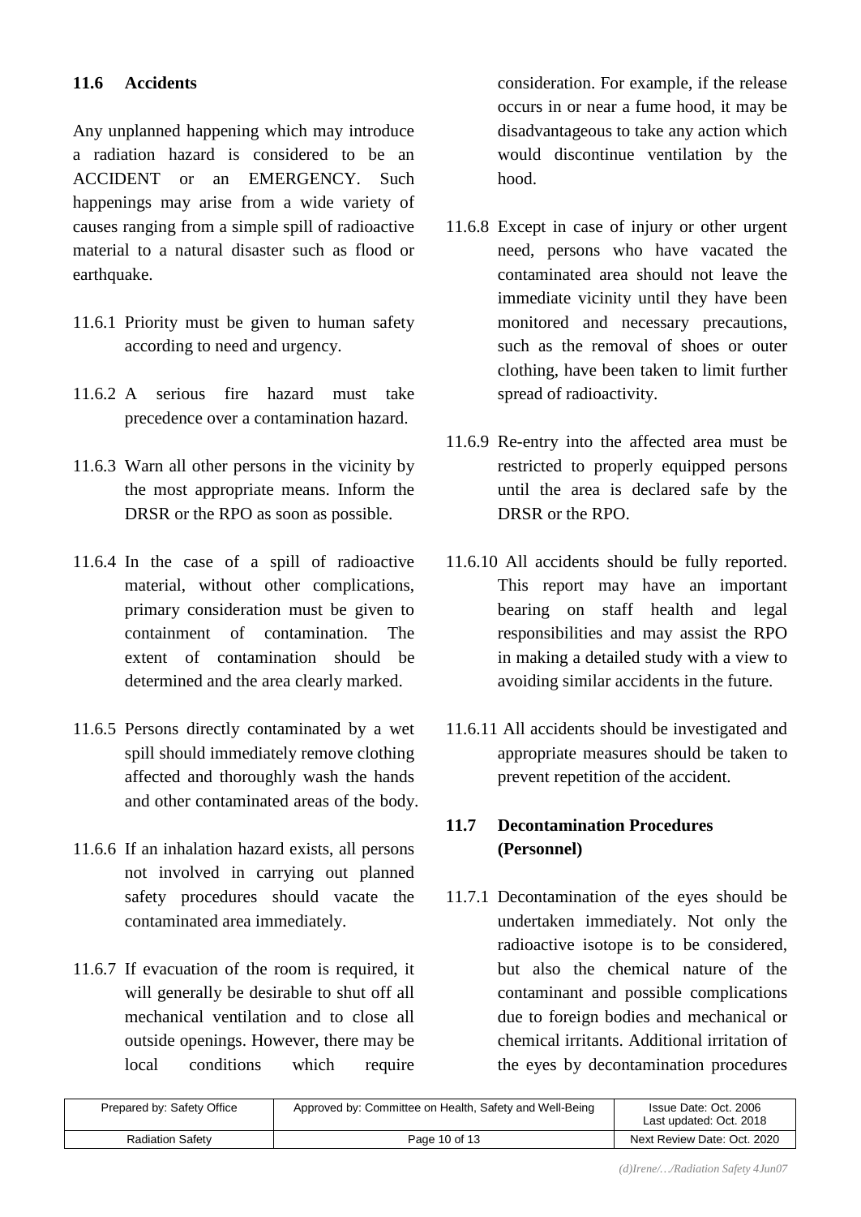### 11.6 Accidents

Any unplanned happening which may introduce a radiation hazard is considered to be an ACCIDENT or an EMERGENCY. Such happenings may arise from a wide variety of causes ranging from a simple spill of radioactive material to a natural disaster such as flood or earthquake.

11.6.1 Priority must be given to human safety according to need and urgency.

11.6.2 A serious fire hazard must take precedence over a contamination hazard.

11.6.3 Warn all other persons in the vicinity by the most appropriate means. Inform the DRSR or the RPO as soon as possible.

11.6.4 In the case of a spill of radioactive material, without other complications, primary consideration must be given to containment of contamination. The extent of contamination should be determined and the area clearly marked.

11.6.5 Persons directly contaminated by a wet spill should immediately remove clothing affected and thoroughly wash the hands and other contaminated areas of the body.

11.6.6 If an inhalation hazard exists, all persons not involved in carrying out planned safety procedures should vacate the contaminated area immediately.

11.6.7 If evacuation of the room is required, it will generally be desirable to shut off all mechanical ventilation and to close all outside openings. However, there may be local conditions which require consideration. For example, if the release occurs in or near a fume hood, it may be disadvantageous to take any action which would discontinue ventilation by the hood.

11.6.8 Except in case of injury or other urgent need, persons who have vacated the contaminated area should not leave the immediate vicinity until they have been monitored and necessary precautions, such as the removal of shoes or outer clothing, have been taken to limit further spread of radioactivity.

11.6.9 Re-entry into the affected area must be restricted to properly equipped persons until the area is declared safe by the DRSR or the RPO.

11.6.10 All accidents should be fully reported. This report may have an important bearing on staff health and legal responsibilities and may assist the RPO in making a detailed study with a view to avoiding similar accidents in the future.

11.6.11 All accidents should be investigated and appropriate measures should be taken to prevent repetition of the accident.

### 11.7 Decontamination Procedures (Personnel)

11.7.1 Decontamination of the eyes should be undertaken immediately. Not only the radioactive isotope is to be considered, but also the chemical nature of the contaminant and possible complications due to foreign bodies and mechanical or chemical irritants. Additional irritation of the eyes by decontamination procedures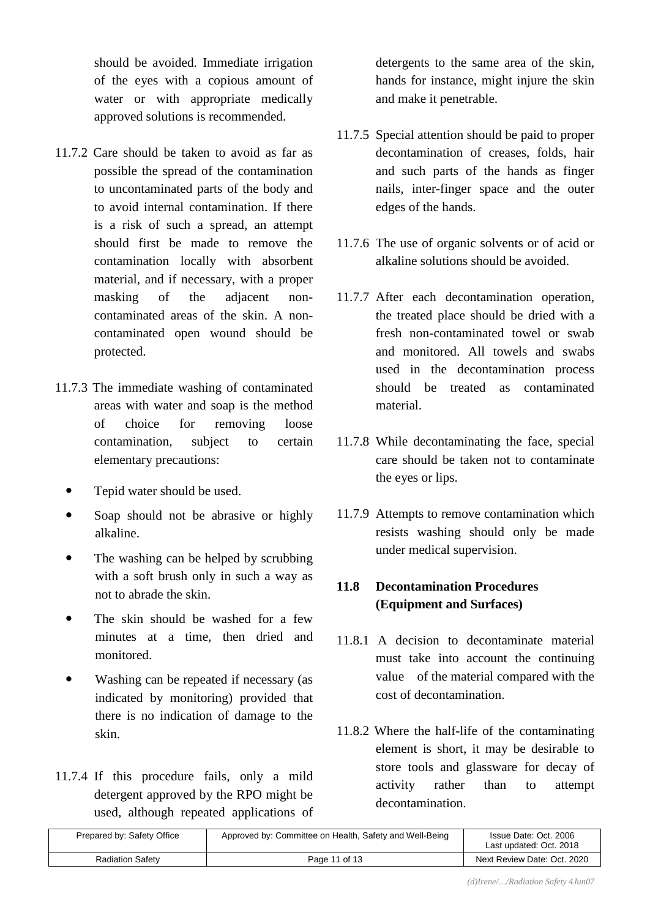should be avoided. Immediate irrigation of the eyes with a copious amount of water or with appropriate medically approved solutions is recommended.

11.7.2 Care should be taken to avoid as far as possible the spread of the contamination to uncontaminated parts of the body and to avoid internal contamination. If there is a risk of such a spread, an attempt should first be made to remove the contamination locally with absorbent material, and if necessary, with a proper masking of the adjacent non-contaminated areas of the skin. A non-contaminated open wound should be protected.

11.7.3 The immediate washing of contaminated areas with water and soap is the method of choice for removing loose contamination, subject to certain elementary precautions:

- Tepid water should be used.
- Soap should not be abrasive or highly alkaline.
- The washing can be helped by scrubbing with a soft brush only in such a way as not to abrade the skin.
- The skin should be washed for a few minutes at a time, then dried and monitored.
- Washing can be repeated if necessary (as indicated by monitoring) provided that there is no indication of damage to the skin.

11.7.4 If this procedure fails, only a mild detergent approved by the RPO might be used, although repeated applications of detergents to the same area of the skin, hands for instance, might injure the skin and make it penetrable.

11.7.5 Special attention should be paid to proper decontamination of creases, folds, hair and such parts of the hands as finger nails, inter-finger space and the outer edges of the hands.

11.7.6 The use of organic solvents or of acid or alkaline solutions should be avoided.

11.7.7 After each decontamination operation, the treated place should be dried with a fresh non-contaminated towel or swab and monitored. All towels and swabs used in the decontamination process should be treated as contaminated material.

11.7.8 While decontaminating the face, special care should be taken not to contaminate the eyes or lips.

11.7.9 Attempts to remove contamination which resists washing should only be made under medical supervision.

## 11.8 Decontamination Procedures (Equipment and Surfaces)

11.8.1 A decision to decontaminate material must take into account the continuing value of the material compared with the cost of decontamination.

11.8.2 Where the half-life of the contaminating element is short, it may be desirable to store tools and glassware for decay of activity rather than to attempt decontamination.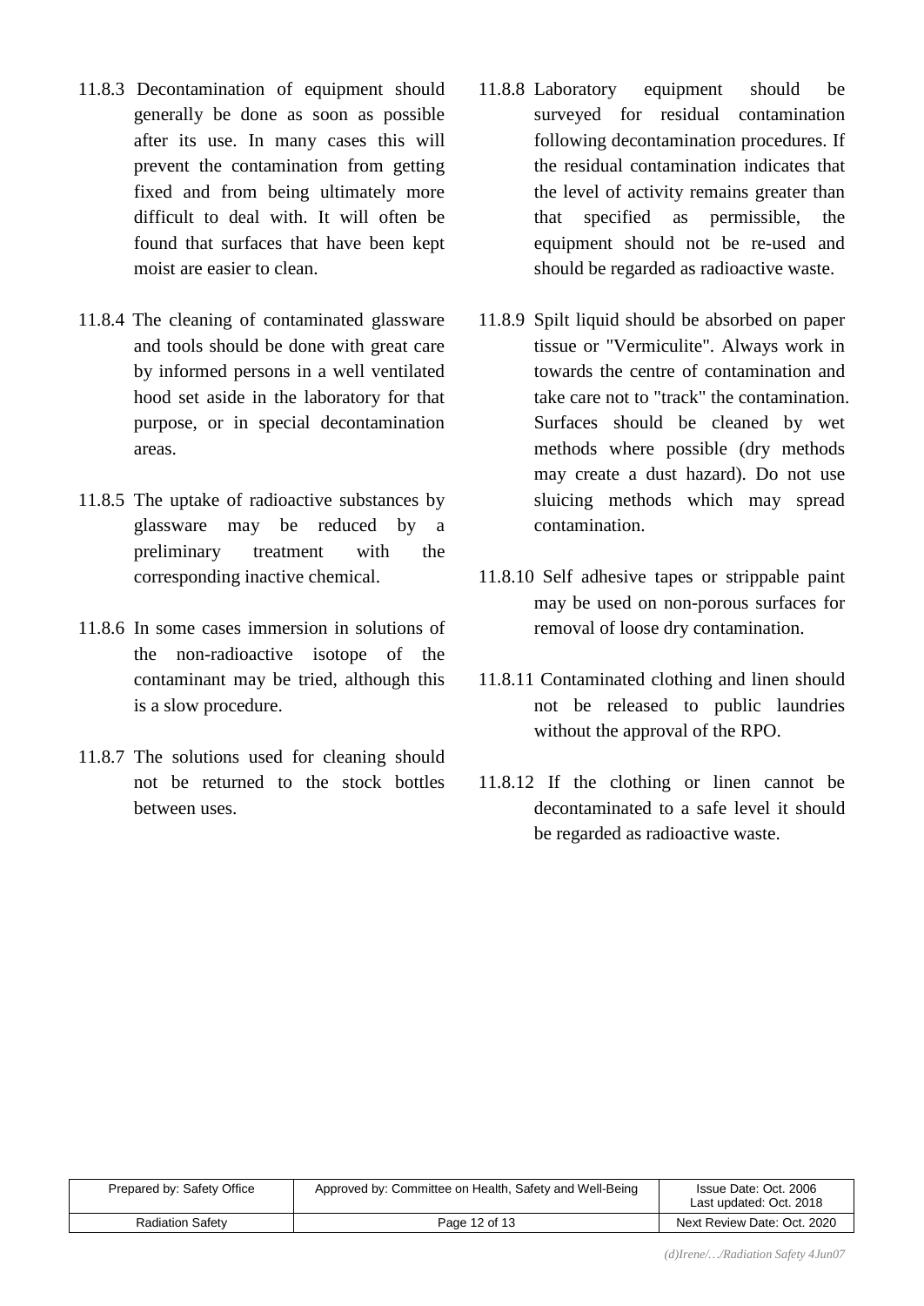11.8.3 Decontamination of equipment should generally be done as soon as possible after its use. In many cases this will prevent the contamination from getting fixed and from being ultimately more difficult to deal with. It will often be found that surfaces that have been kept moist are easier to clean.

11.8.4 The cleaning of contaminated glassware and tools should be done with great care by informed persons in a well ventilated hood set aside in the laboratory for that purpose, or in special decontamination areas.

11.8.5 The uptake of radioactive substances by glassware may be reduced by a preliminary treatment with the corresponding inactive chemical.

11.8.6 In some cases immersion in solutions of the non-radioactive isotope of the contaminant may be tried, although this is a slow procedure.

11.8.7 The solutions used for cleaning should not be returned to the stock bottles between uses.

11.8.8 Laboratory equipment should be surveyed for residual contamination following decontamination procedures. If the residual contamination indicates that the level of activity remains greater than that specified as permissible, the equipment should not be re-used and should be regarded as radioactive waste.

11.8.9 Spilt liquid should be absorbed on paper tissue or "Vermiculite". Always work in towards the centre of contamination and take care not to "track" the contamination. Surfaces should be cleaned by wet methods where possible (dry methods may create a dust hazard). Do not use sluicing methods which may spread contamination.

11.8.10 Self adhesive tapes or strippable paint may be used on non-porous surfaces for removal of loose dry contamination.

11.8.11 Contaminated clothing and linen should not be released to public laundries without the approval of the RPO.

11.8.12 If the clothing or linen cannot be decontaminated to a safe level it should be regarded as radioactive waste.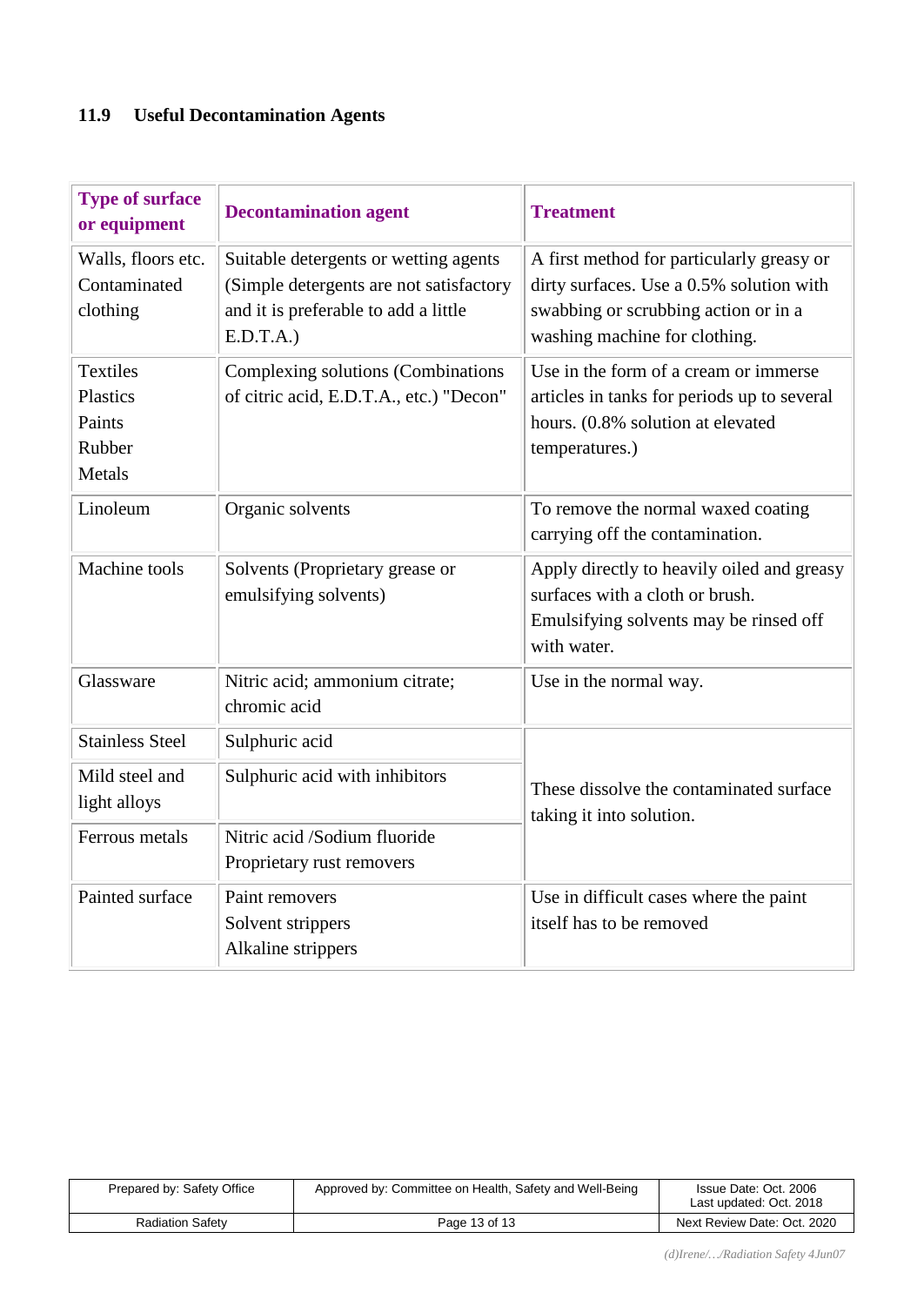### 11.9 Useful Decontamination Agents

| Type of surface or equipment | Decontamination agent | Treatment |
|---|---|---|
| Walls, floors etc. Contaminated clothing | Suitable detergents or wetting agents (Simple detergents are not satisfactory and it is preferable to add a little E.D.T.A.) | A first method for particularly greasy or dirty surfaces. Use a 0.5% solution with swabbing or scrubbing action or in a washing machine for clothing. |
| Textiles<br>Plastics<br>Paints<br>Rubber<br>Metals | Complexing solutions (Combinations of citric acid, E.D.T.A., etc.) "Decon" | Use in the form of a cream or immerse articles in tanks for periods up to several hours. (0.8% solution at elevated temperatures.) |
| Linoleum | Organic solvents | To remove the normal waxed coating carrying off the contamination. |
| Machine tools | Solvents (Proprietary grease or emulsifying solvents) | Apply directly to heavily oiled and greasy surfaces with a cloth or brush. Emulsifying solvents may be rinsed off with water. |
| Glassware | Nitric acid; ammonium citrate; chromic acid | Use in the normal way. |
| Stainless Steel | Sulphuric acid | These dissolve the contaminated surface taking it into solution. |
| Mild steel and light alloys | Sulphuric acid with inhibitors | |
| Ferrous metals | Nitric acid /Sodium fluoride<br>Proprietary rust removers | |
| Painted surface | Paint removers<br>Solvent strippers<br>Alkaline strippers | Use in difficult cases where the paint itself has to be removed |